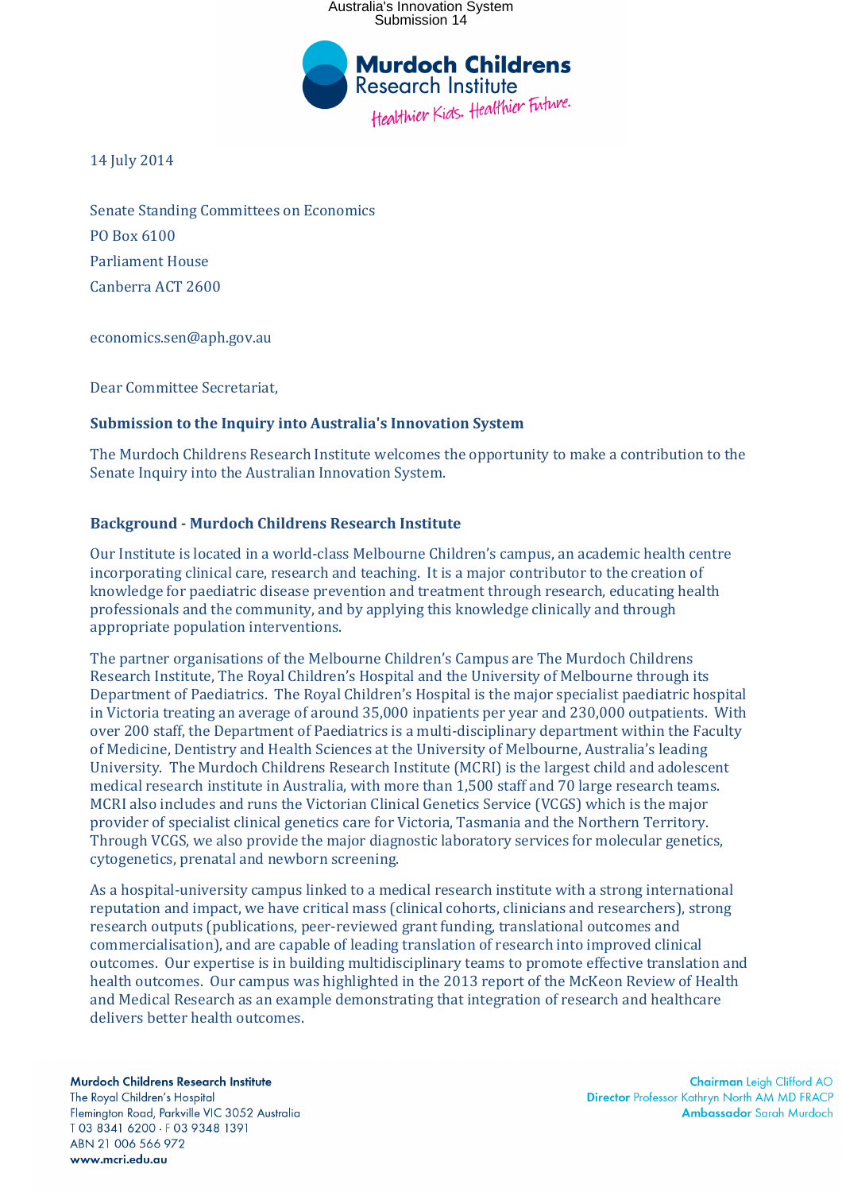Australia's Innovation System
Submission 14

14 July 2014

Senate Standing Committees on Economics
PO Box 6100
Parliament House
Canberra ACT 2600

economics.sen@aph.gov.au

Dear Committee Secretariat,

**Submission to the Inquiry into Australia's Innovation System**

The Murdoch Childrens Research Institute welcomes the opportunity to make a contribution to the Senate Inquiry into the Australian Innovation System.

## Background - Murdoch Childrens Research Institute

Our Institute is located in a world-class Melbourne Children's campus, an academic health centre incorporating clinical care, research and teaching. It is a major contributor to the creation of knowledge for paediatric disease prevention and treatment through research, educating health professionals and the community, and by applying this knowledge clinically and through appropriate population interventions.

The partner organisations of the Melbourne Children's Campus are The Murdoch Childrens Research Institute, The Royal Children's Hospital and the University of Melbourne through its Department of Paediatrics. The Royal Children's Hospital is the major specialist paediatric hospital in Victoria treating an average of around 35,000 inpatients per year and 230,000 outpatients. With over 200 staff, the Department of Paediatrics is a multi-disciplinary department within the Faculty of Medicine, Dentistry and Health Sciences at the University of Melbourne, Australia's leading University. The Murdoch Childrens Research Institute (MCRI) is the largest child and adolescent medical research institute in Australia, with more than 1,500 staff and 70 large research teams. MCRI also includes and runs the Victorian Clinical Genetics Service (VCGS) which is the major provider of specialist clinical genetics care for Victoria, Tasmania and the Northern Territory. Through VCGS, we also provide the major diagnostic laboratory services for molecular genetics, cytogenetics, prenatal and newborn screening.

As a hospital-university campus linked to a medical research institute with a strong international reputation and impact, we have critical mass (clinical cohorts, clinicians and researchers), strong research outputs (publications, peer-reviewed grant funding, translational outcomes and commercialisation), and are capable of leading translation of research into improved clinical outcomes. Our expertise is in building multidisciplinary teams to promote effective translation and health outcomes. Our campus was highlighted in the 2013 report of the McKeon Review of Health and Medical Research as an example demonstrating that integration of research and healthcare delivers better health outcomes.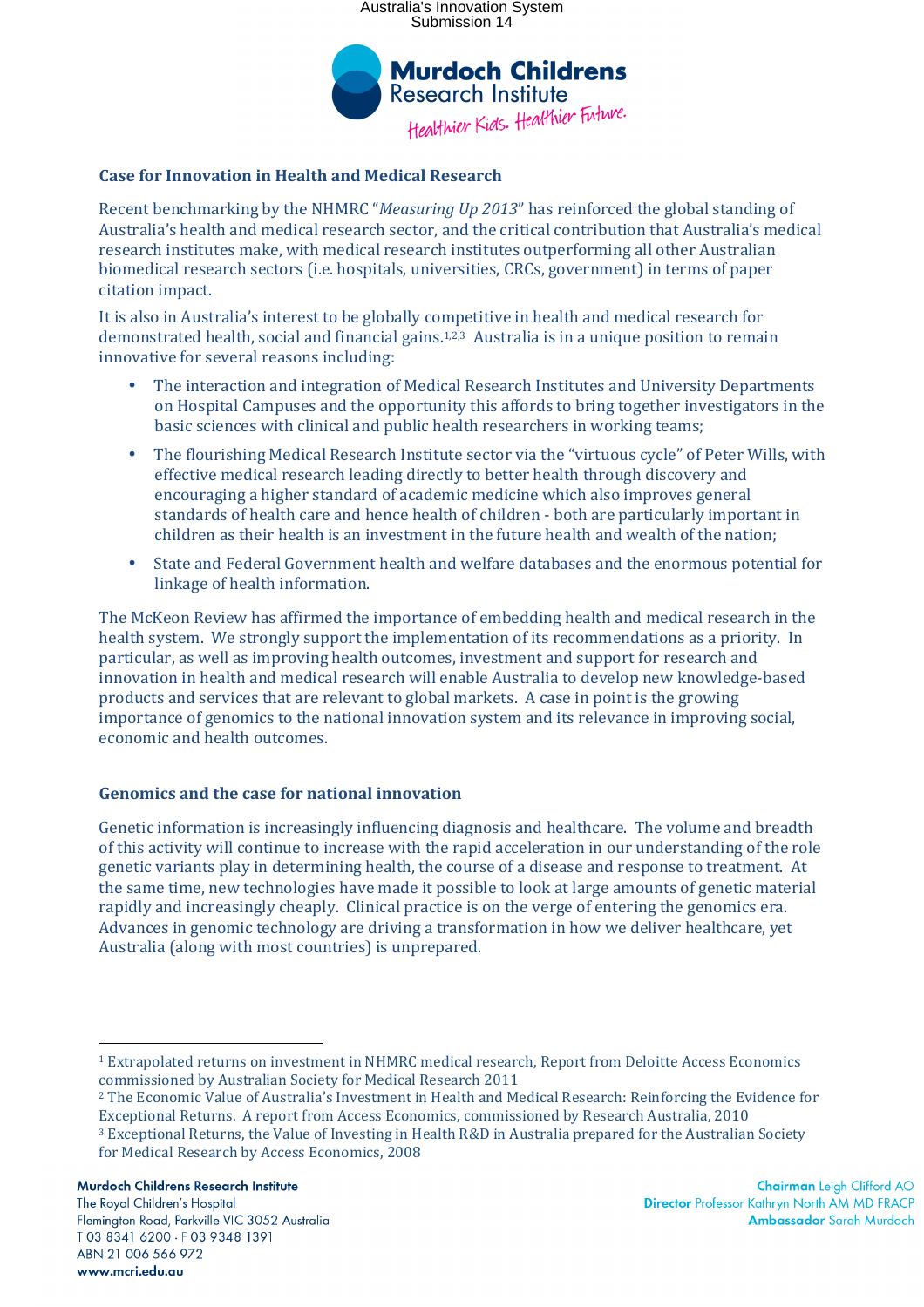## Case for Innovation in Health and Medical Research

Recent benchmarking by the NHMRC "*Measuring Up 2013*" has reinforced the global standing of Australia's health and medical research sector, and the critical contribution that Australia's medical research institutes make, with medical research institutes outperforming all other Australian biomedical research sectors (i.e. hospitals, universities, CRCs, government) in terms of paper citation impact.

It is also in Australia's interest to be globally competitive in health and medical research for demonstrated health, social and financial gains.[1,2,3] Australia is in a unique position to remain innovative for several reasons including:

- The interaction and integration of Medical Research Institutes and University Departments on Hospital Campuses and the opportunity this affords to bring together investigators in the basic sciences with clinical and public health researchers in working teams;
- The flourishing Medical Research Institute sector via the "virtuous cycle" of Peter Wills, with effective medical research leading directly to better health through discovery and encouraging a higher standard of academic medicine which also improves general standards of health care and hence health of children - both are particularly important in children as their health is an investment in the future health and wealth of the nation;
- State and Federal Government health and welfare databases and the enormous potential for linkage of health information.

The McKeon Review has affirmed the importance of embedding health and medical research in the health system. We strongly support the implementation of its recommendations as a priority. In particular, as well as improving health outcomes, investment and support for research and innovation in health and medical research will enable Australia to develop new knowledge-based products and services that are relevant to global markets. A case in point is the growing importance of genomics to the national innovation system and its relevance in improving social, economic and health outcomes.

## Genomics and the case for national innovation

Genetic information is increasingly influencing diagnosis and healthcare. The volume and breadth of this activity will continue to increase with the rapid acceleration in our understanding of the role genetic variants play in determining health, the course of a disease and response to treatment. At the same time, new technologies have made it possible to look at large amounts of genetic material rapidly and increasingly cheaply. Clinical practice is on the verge of entering the genomics era. Advances in genomic technology are driving a transformation in how we deliver healthcare, yet Australia (along with most countries) is unprepared.

---

[1] Extrapolated returns on investment in NHMRC medical research, Report from Deloitte Access Economics commissioned by Australian Society for Medical Research 2011

[2] The Economic Value of Australia's Investment in Health and Medical Research: Reinforcing the Evidence for Exceptional Returns. A report from Access Economics, commissioned by Research Australia, 2010

[3] Exceptional Returns, the Value of Investing in Health R&D in Australia prepared for the Australian Society for Medical Research by Access Economics, 2008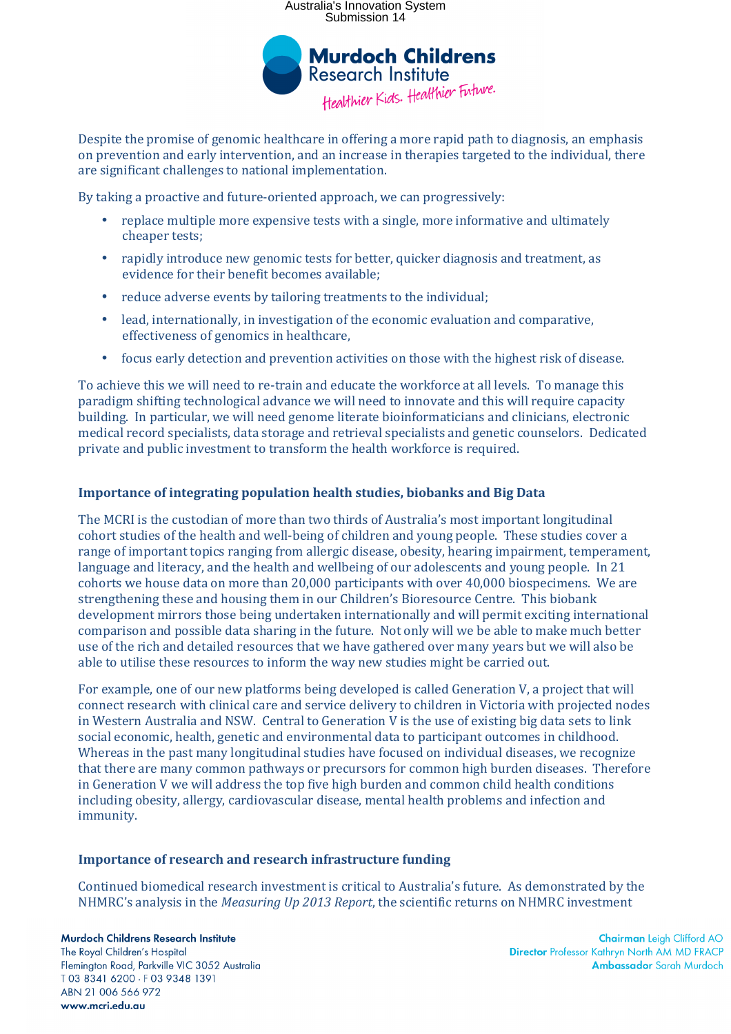Despite the promise of genomic healthcare in offering a more rapid path to diagnosis, an emphasis on prevention and early intervention, and an increase in therapies targeted to the individual, there are significant challenges to national implementation.

By taking a proactive and future-oriented approach, we can progressively:

- replace multiple more expensive tests with a single, more informative and ultimately cheaper tests;
- rapidly introduce new genomic tests for better, quicker diagnosis and treatment, as evidence for their benefit becomes available;
- reduce adverse events by tailoring treatments to the individual;
- lead, internationally, in investigation of the economic evaluation and comparative, effectiveness of genomics in healthcare,
- focus early detection and prevention activities on those with the highest risk of disease.

To achieve this we will need to re-train and educate the workforce at all levels. To manage this paradigm shifting technological advance we will need to innovate and this will require capacity building. In particular, we will need genome literate bioinformaticians and clinicians, electronic medical record specialists, data storage and retrieval specialists and genetic counselors. Dedicated private and public investment to transform the health workforce is required.

## Importance of integrating population health studies, biobanks and Big Data

The MCRI is the custodian of more than two thirds of Australia's most important longitudinal cohort studies of the health and well-being of children and young people. These studies cover a range of important topics ranging from allergic disease, obesity, hearing impairment, temperament, language and literacy, and the health and wellbeing of our adolescents and young people. In 21 cohorts we house data on more than 20,000 participants with over 40,000 biospecimens. We are strengthening these and housing them in our Children's Bioresource Centre. This biobank development mirrors those being undertaken internationally and will permit exciting international comparison and possible data sharing in the future. Not only will we be able to make much better use of the rich and detailed resources that we have gathered over many years but we will also be able to utilise these resources to inform the way new studies might be carried out.

For example, one of our new platforms being developed is called Generation V, a project that will connect research with clinical care and service delivery to children in Victoria with projected nodes in Western Australia and NSW. Central to Generation V is the use of existing big data sets to link social economic, health, genetic and environmental data to participant outcomes in childhood. Whereas in the past many longitudinal studies have focused on individual diseases, we recognize that there are many common pathways or precursors for common high burden diseases. Therefore in Generation V we will address the top five high burden and common child health conditions including obesity, allergy, cardiovascular disease, mental health problems and infection and immunity.

## Importance of research and research infrastructure funding

Continued biomedical research investment is critical to Australia's future. As demonstrated by the NHMRC's analysis in the *Measuring Up 2013 Report*, the scientific returns on NHMRC investment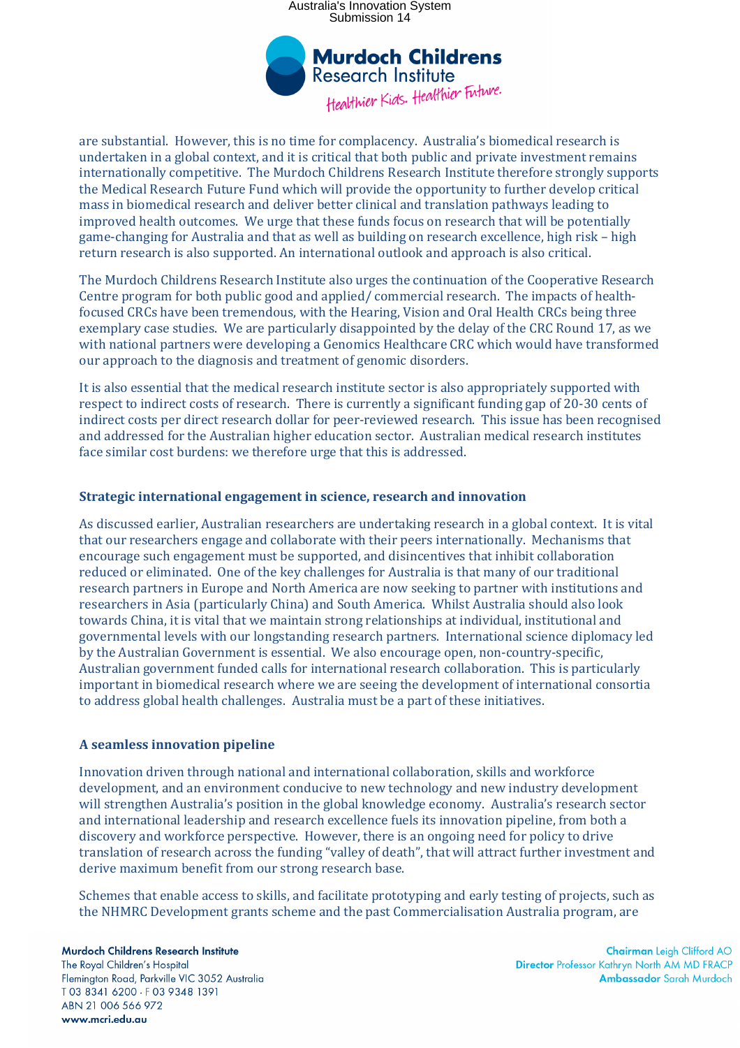are substantial. However, this is no time for complacency. Australia's biomedical research is undertaken in a global context, and it is critical that both public and private investment remains internationally competitive. The Murdoch Childrens Research Institute therefore strongly supports the Medical Research Future Fund which will provide the opportunity to further develop critical mass in biomedical research and deliver better clinical and translation pathways leading to improved health outcomes. We urge that these funds focus on research that will be potentially game-changing for Australia and that as well as building on research excellence, high risk – high return research is also supported. An international outlook and approach is also critical.

The Murdoch Childrens Research Institute also urges the continuation of the Cooperative Research Centre program for both public good and applied/ commercial research. The impacts of health-focused CRCs have been tremendous, with the Hearing, Vision and Oral Health CRCs being three exemplary case studies. We are particularly disappointed by the delay of the CRC Round 17, as we with national partners were developing a Genomics Healthcare CRC which would have transformed our approach to the diagnosis and treatment of genomic disorders.

It is also essential that the medical research institute sector is also appropriately supported with respect to indirect costs of research. There is currently a significant funding gap of 20-30 cents of indirect costs per direct research dollar for peer-reviewed research. This issue has been recognised and addressed for the Australian higher education sector. Australian medical research institutes face similar cost burdens: we therefore urge that this is addressed.

**Strategic international engagement in science, research and innovation**

As discussed earlier, Australian researchers are undertaking research in a global context. It is vital that our researchers engage and collaborate with their peers internationally. Mechanisms that encourage such engagement must be supported, and disincentives that inhibit collaboration reduced or eliminated. One of the key challenges for Australia is that many of our traditional research partners in Europe and North America are now seeking to partner with institutions and researchers in Asia (particularly China) and South America. Whilst Australia should also look towards China, it is vital that we maintain strong relationships at individual, institutional and governmental levels with our longstanding research partners. International science diplomacy led by the Australian Government is essential. We also encourage open, non-country-specific, Australian government funded calls for international research collaboration. This is particularly important in biomedical research where we are seeing the development of international consortia to address global health challenges. Australia must be a part of these initiatives.

**A seamless innovation pipeline**

Innovation driven through national and international collaboration, skills and workforce development, and an environment conducive to new technology and new industry development will strengthen Australia's position in the global knowledge economy. Australia's research sector and international leadership and research excellence fuels its innovation pipeline, from both a discovery and workforce perspective. However, there is an ongoing need for policy to drive translation of research across the funding "valley of death", that will attract further investment and derive maximum benefit from our strong research base.

Schemes that enable access to skills, and facilitate prototyping and early testing of projects, such as the NHMRC Development grants scheme and the past Commercialisation Australia program, are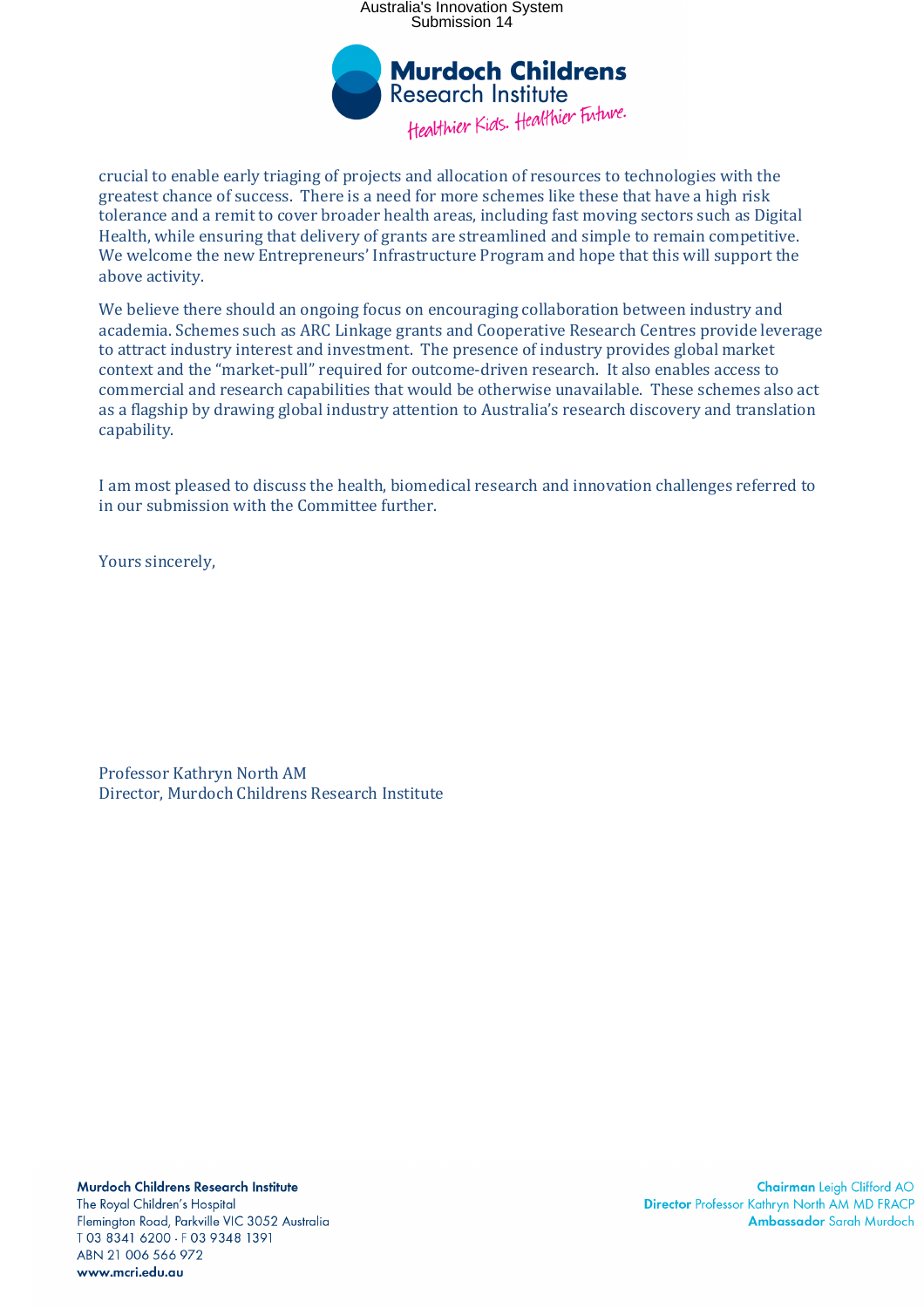crucial to enable early triaging of projects and allocation of resources to technologies with the greatest chance of success. There is a need for more schemes like these that have a high risk tolerance and a remit to cover broader health areas, including fast moving sectors such as Digital Health, while ensuring that delivery of grants are streamlined and simple to remain competitive. We welcome the new Entrepreneurs' Infrastructure Program and hope that this will support the above activity.

We believe there should an ongoing focus on encouraging collaboration between industry and academia. Schemes such as ARC Linkage grants and Cooperative Research Centres provide leverage to attract industry interest and investment. The presence of industry provides global market context and the "market-pull" required for outcome-driven research. It also enables access to commercial and research capabilities that would be otherwise unavailable. These schemes also act as a flagship by drawing global industry attention to Australia's research discovery and translation capability.

I am most pleased to discuss the health, biomedical research and innovation challenges referred to in our submission with the Committee further.

Yours sincerely,

Professor Kathryn North AM
Director, Murdoch Childrens Research Institute